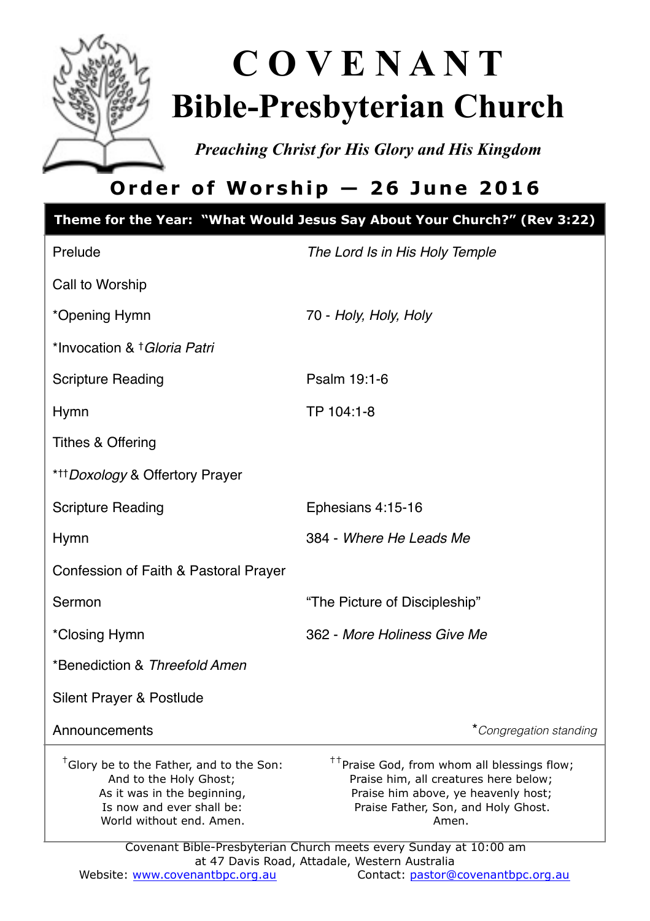# COVENANT Bible-Presbyterian Church

*Preaching Christ for His Glory and His Kingdom*

## Order of Worship — 26 June 2016

**Theme for the Year: "What Would Jesus Say About Your Church?" (Rev 3:22)**

| | |
|---|---|
| Prelude | *The Lord Is in His Holy Temple* |
| Call to Worship | |
| *Opening Hymn | 70 - *Holy, Holy, Holy* |
| *Invocation & †*Gloria Patri* | |
| Scripture Reading | Psalm 19:1-6 |
| Hymn | TP 104:1-8 |
| Tithes & Offering | |
| *††*Doxology* & Offertory Prayer | |
| Scripture Reading | Ephesians 4:15-16 |
| Hymn | 384 - *Where He Leads Me* |
| Confession of Faith & Pastoral Prayer | |
| Sermon | "The Picture of Discipleship" |
| *Closing Hymn | 362 - *More Holiness Give Me* |
| *Benediction & *Threefold Amen* | |
| Silent Prayer & Postlude | |
| Announcements | **Congregation standing* |

†Glory be to the Father, and to the Son:
And to the Holy Ghost;
As it was in the beginning,
Is now and ever shall be:
World without end. Amen.

††Praise God, from whom all blessings flow;
Praise him, all creatures here below;
Praise him above, ye heavenly host;
Praise Father, Son, and Holy Ghost.
Amen.

Covenant Bible-Presbyterian Church meets every Sunday at 10:00 am at 47 Davis Road, Attadale, Western Australia

Website: www.covenantbpc.org.au    Contact: pastor@covenantbpc.org.au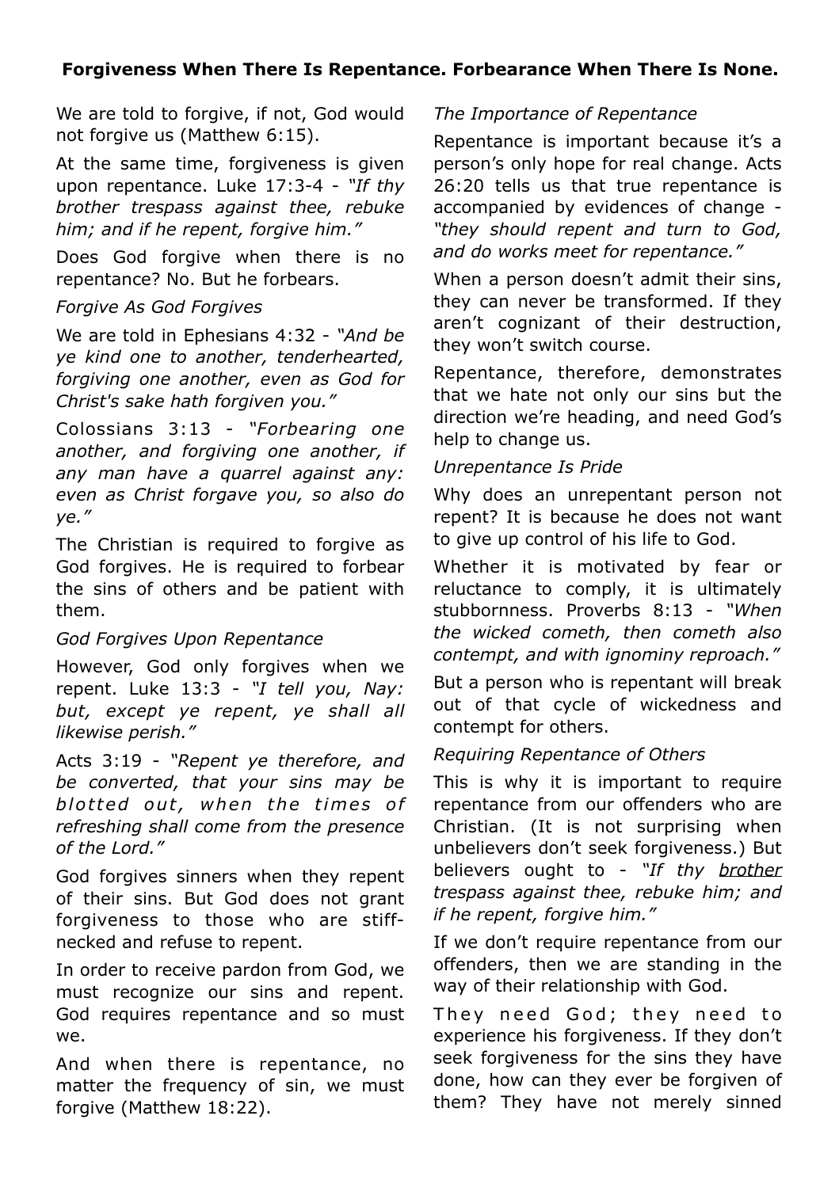## Forgiveness When There Is Repentance. Forbearance When There Is None.

We are told to forgive, if not, God would not forgive us (Matthew 6:15).

At the same time, forgiveness is given upon repentance. Luke 17:3-4 - *"If thy brother trespass against thee, rebuke him; and if he repent, forgive him."*

Does God forgive when there is no repentance? No. But he forbears.

*Forgive As God Forgives*

We are told in Ephesians 4:32 - *"And be ye kind one to another, tenderhearted, forgiving one another, even as God for Christ's sake hath forgiven you."*

Colossians 3:13 - *"Forbearing one another, and forgiving one another, if any man have a quarrel against any: even as Christ forgave you, so also do ye."*

The Christian is required to forgive as God forgives. He is required to forbear the sins of others and be patient with them.

*God Forgives Upon Repentance*

However, God only forgives when we repent. Luke 13:3 - *"I tell you, Nay: but, except ye repent, ye shall all likewise perish."*

Acts 3:19 - *"Repent ye therefore, and be converted, that your sins may be blotted out, when the times of refreshing shall come from the presence of the Lord."*

God forgives sinners when they repent of their sins. But God does not grant forgiveness to those who are stiff-necked and refuse to repent.

In order to receive pardon from God, we must recognize our sins and repent. God requires repentance and so must we.

And when there is repentance, no matter the frequency of sin, we must forgive (Matthew 18:22).

*The Importance of Repentance*

Repentance is important because it's a person's only hope for real change. Acts 26:20 tells us that true repentance is accompanied by evidences of change - *"they should repent and turn to God, and do works meet for repentance."*

When a person doesn't admit their sins, they can never be transformed. If they aren't cognizant of their destruction, they won't switch course.

Repentance, therefore, demonstrates that we hate not only our sins but the direction we're heading, and need God's help to change us.

*Unrepentance Is Pride*

Why does an unrepentant person not repent? It is because he does not want to give up control of his life to God.

Whether it is motivated by fear or reluctance to comply, it is ultimately stubbornness. Proverbs 8:13 - *"When the wicked cometh, then cometh also contempt, and with ignominy reproach."*

But a person who is repentant will break out of that cycle of wickedness and contempt for others.

*Requiring Repentance of Others*

This is why it is important to require repentance from our offenders who are Christian. (It is not surprising when unbelievers don't seek forgiveness.) But believers ought to - *"If thy <u>brother</u> trespass against thee, rebuke him; and if he repent, forgive him."*

If we don't require repentance from our offenders, then we are standing in the way of their relationship with God.

They need God; they need to experience his forgiveness. If they don't seek forgiveness for the sins they have done, how can they ever be forgiven of them? They have not merely sinned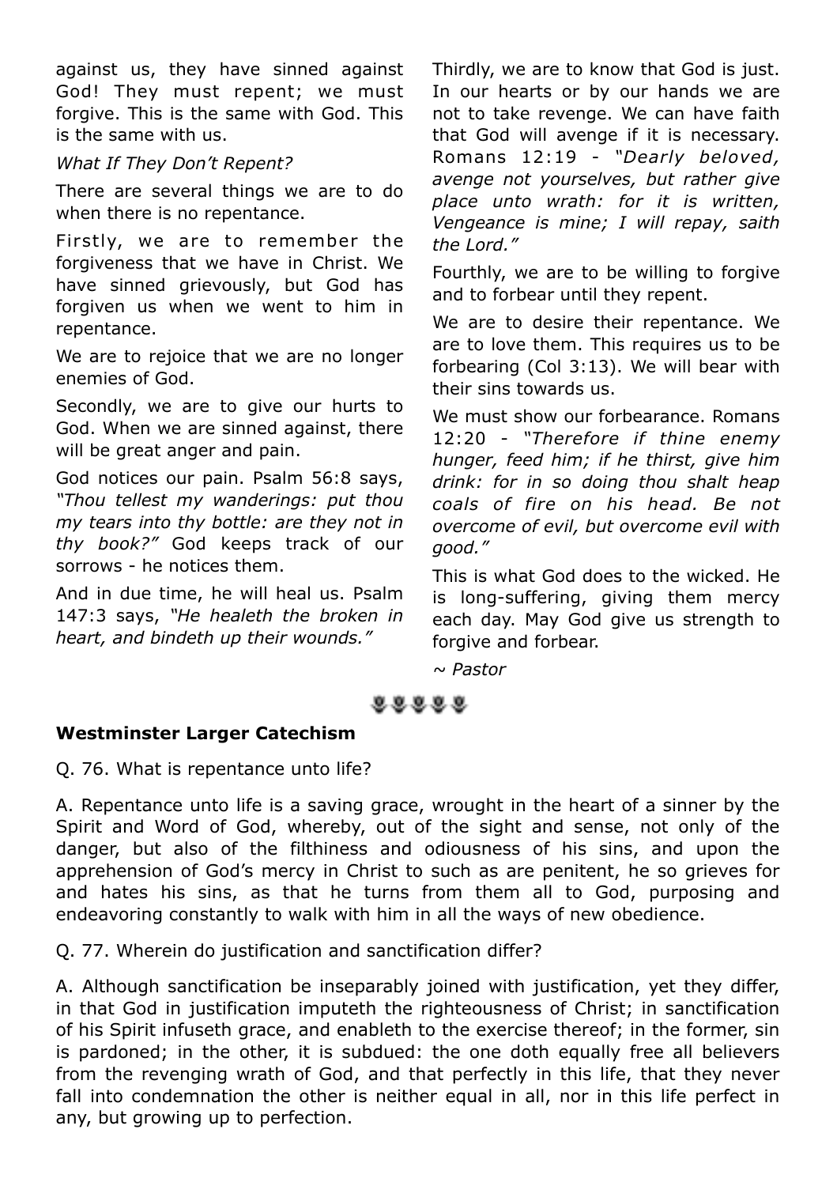against us, they have sinned against God! They must repent; we must forgive. This is the same with God. This is the same with us.

*What If They Don't Repent?*

There are several things we are to do when there is no repentance.

Firstly, we are to remember the forgiveness that we have in Christ. We have sinned grievously, but God has forgiven us when we went to him in repentance.

We are to rejoice that we are no longer enemies of God.

Secondly, we are to give our hurts to God. When we are sinned against, there will be great anger and pain.

God notices our pain. Psalm 56:8 says, *"Thou tellest my wanderings: put thou my tears into thy bottle: are they not in thy book?"* God keeps track of our sorrows - he notices them.

And in due time, he will heal us. Psalm 147:3 says, *"He healeth the broken in heart, and bindeth up their wounds."*

Thirdly, we are to know that God is just. In our hearts or by our hands we are not to take revenge. We can have faith that God will avenge if it is necessary. Romans 12:19 - *"Dearly beloved, avenge not yourselves, but rather give place unto wrath: for it is written, Vengeance is mine; I will repay, saith the Lord."*

Fourthly, we are to be willing to forgive and to forbear until they repent.

We are to desire their repentance. We are to love them. This requires us to be forbearing (Col 3:13). We will bear with their sins towards us.

We must show our forbearance. Romans 12:20 - *"Therefore if thine enemy hunger, feed him; if he thirst, give him drink: for in so doing thou shalt heap coals of fire on his head. Be not overcome of evil, but overcome evil with good."*

This is what God does to the wicked. He is long-suffering, giving them mercy each day. May God give us strength to forgive and forbear.

*~ Pastor*

**Westminster Larger Catechism**

Q. 76. What is repentance unto life?

A. Repentance unto life is a saving grace, wrought in the heart of a sinner by the Spirit and Word of God, whereby, out of the sight and sense, not only of the danger, but also of the filthiness and odiousness of his sins, and upon the apprehension of God's mercy in Christ to such as are penitent, he so grieves for and hates his sins, as that he turns from them all to God, purposing and endeavoring constantly to walk with him in all the ways of new obedience.

Q. 77. Wherein do justification and sanctification differ?

A. Although sanctification be inseparably joined with justification, yet they differ, in that God in justification imputeth the righteousness of Christ; in sanctification of his Spirit infuseth grace, and enableth to the exercise thereof; in the former, sin is pardoned; in the other, it is subdued: the one doth equally free all believers from the revenging wrath of God, and that perfectly in this life, that they never fall into condemnation the other is neither equal in all, nor in this life perfect in any, but growing up to perfection.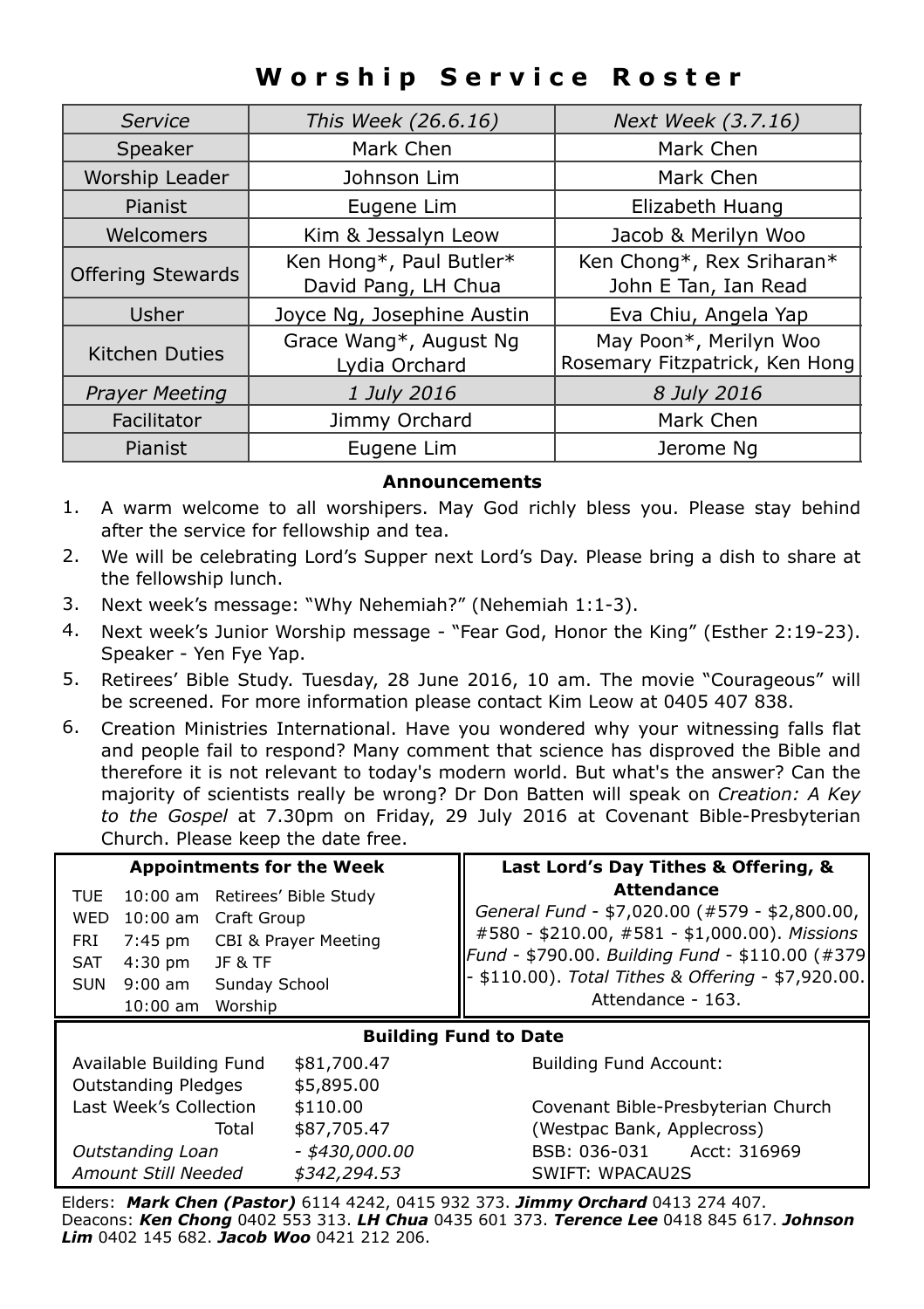# Worship Service Roster

| *Service* | *This Week (26.6.16)* | *Next Week (3.7.16)* |
|---|---|---|
| Speaker | Mark Chen | Mark Chen |
| Worship Leader | Johnson Lim | Mark Chen |
| Pianist | Eugene Lim | Elizabeth Huang |
| Welcomers | Kim & Jessalyn Leow | Jacob & Merilyn Woo |
| Offering Stewards | Ken Hong*, Paul Butler* David Pang, LH Chua | Ken Chong*, Rex Sriharan* John E Tan, Ian Read |
| Usher | Joyce Ng, Josephine Austin | Eva Chiu, Angela Yap |
| Kitchen Duties | Grace Wang*, August Ng Lydia Orchard | May Poon*, Merilyn Woo Rosemary Fitzpatrick, Ken Hong |
| *Prayer Meeting* | *1 July 2016* | *8 July 2016* |
| Facilitator | Jimmy Orchard | Mark Chen |
| Pianist | Eugene Lim | Jerome Ng |

## Announcements

1. A warm welcome to all worshipers. May God richly bless you. Please stay behind after the service for fellowship and tea.
2. We will be celebrating Lord's Supper next Lord's Day. Please bring a dish to share at the fellowship lunch.
3. Next week's message: "Why Nehemiah?" (Nehemiah 1:1-3).
4. Next week's Junior Worship message - "Fear God, Honor the King" (Esther 2:19-23). Speaker - Yen Fye Yap.
5. Retirees' Bible Study. Tuesday, 28 June 2016, 10 am. The movie "Courageous" will be screened. For more information please contact Kim Leow at 0405 407 838.
6. Creation Ministries International. Have you wondered why your witnessing falls flat and people fail to respond? Many comment that science has disproved the Bible and therefore it is not relevant to today's modern world. But what's the answer? Can the majority of scientists really be wrong? Dr Don Batten will speak on *Creation: A Key to the Gospel* at 7.30pm on Friday, 29 July 2016 at Covenant Bible-Presbyterian Church. Please keep the date free.

### Appointments for the Week

| | | |
|---|---|---|
| TUE | 10:00 am | Retirees' Bible Study |
| WED | 10:00 am | Craft Group |
| FRI | 7:45 pm | CBI & Prayer Meeting |
| SAT | 4:30 pm | JF & TF |
| SUN | 9:00 am | Sunday School |
| | 10:00 am | Worship |

### Last Lord's Day Tithes & Offering, & Attendance

*General Fund* - $7,020.00 (#579 - $2,800.00, #580 - $210.00, #581 - $1,000.00). *Missions Fund* - $790.00. *Building Fund* - $110.00 (#379 - $110.00). *Total Tithes & Offering* - $7,920.00. Attendance - 163.

### Building Fund to Date

| | |
|---|---|
| Available Building Fund | $81,700.47 |
| Outstanding Pledges | $5,895.00 |
| Last Week's Collection | $110.00 |
| Total | $87,705.47 |
| *Outstanding Loan* | *- $430,000.00* |
| *Amount Still Needed* | *$342,294.53* |

Building Fund Account:

Covenant Bible-Presbyterian Church
(Westpac Bank, Applecross)
BSB: 036-031 Acct: 316969
SWIFT: WPACAU2S

Elders: ***Mark Chen (Pastor)*** 6114 4242, 0415 932 373. ***Jimmy Orchard*** 0413 274 407.
Deacons: ***Ken Chong*** 0402 553 313. ***LH Chua*** 0435 601 373. ***Terence Lee*** 0418 845 617. ***Johnson Lim*** 0402 145 682. ***Jacob Woo*** 0421 212 206.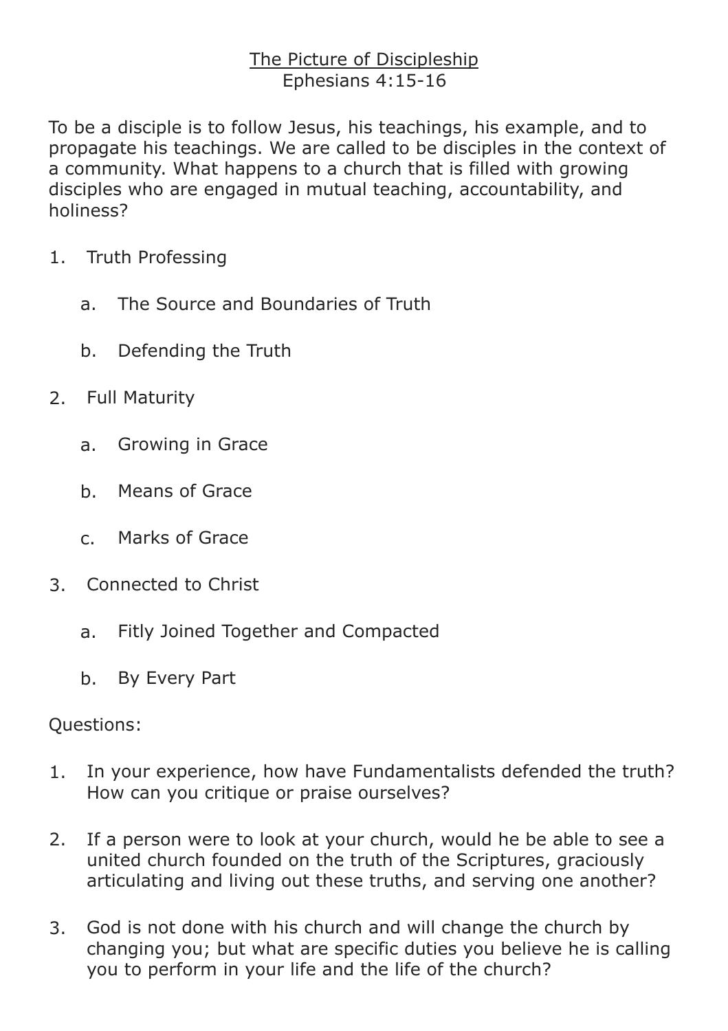# The Picture of Discipleship

Ephesians 4:15-16

To be a disciple is to follow Jesus, his teachings, his example, and to propagate his teachings. We are called to be disciples in the context of a community. What happens to a church that is filled with growing disciples who are engaged in mutual teaching, accountability, and holiness?

1. Truth Professing
    a. The Source and Boundaries of Truth
    b. Defending the Truth
2. Full Maturity
    a. Growing in Grace
    b. Means of Grace
    c. Marks of Grace
3. Connected to Christ
    a. Fitly Joined Together and Compacted
    b. By Every Part

Questions:

1. In your experience, how have Fundamentalists defended the truth? How can you critique or praise ourselves?
2. If a person were to look at your church, would he be able to see a united church founded on the truth of the Scriptures, graciously articulating and living out these truths, and serving one another?
3. God is not done with his church and will change the church by changing you; but what are specific duties you believe he is calling you to perform in your life and the life of the church?